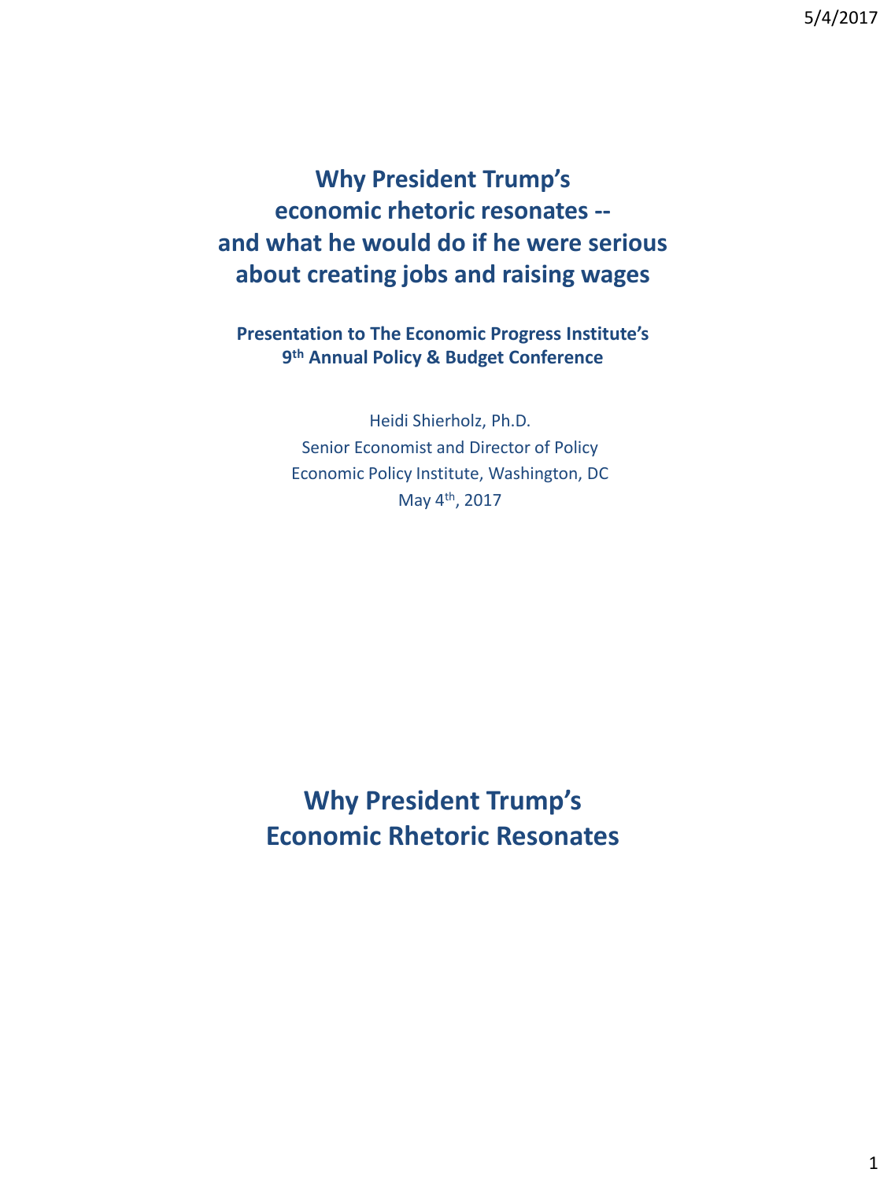# Why President Trump's economic rhetoric resonates -- and what he would do if he were serious about creating jobs and raising wages

**Presentation to The Economic Progress Institute's 9th Annual Policy & Budget Conference**

Heidi Shierholz, Ph.D.
Senior Economist and Director of Policy
Economic Policy Institute, Washington, DC
May 4th, 2017

# Why President Trump's Economic Rhetoric Resonates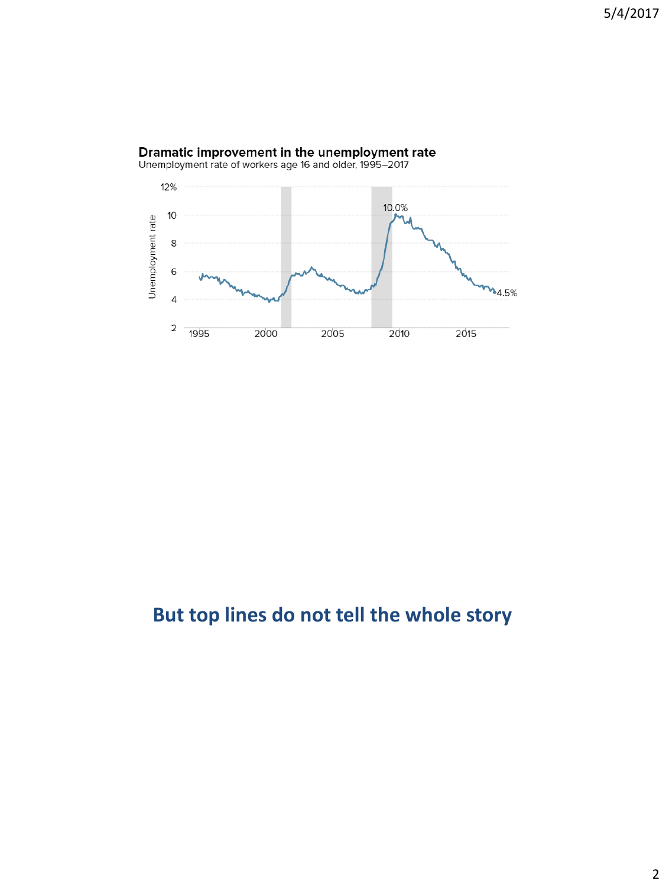**Dramatic improvement in the unemployment rate**

Unemployment rate of workers age 16 and older, 1995–2017

## But top lines do not tell the whole story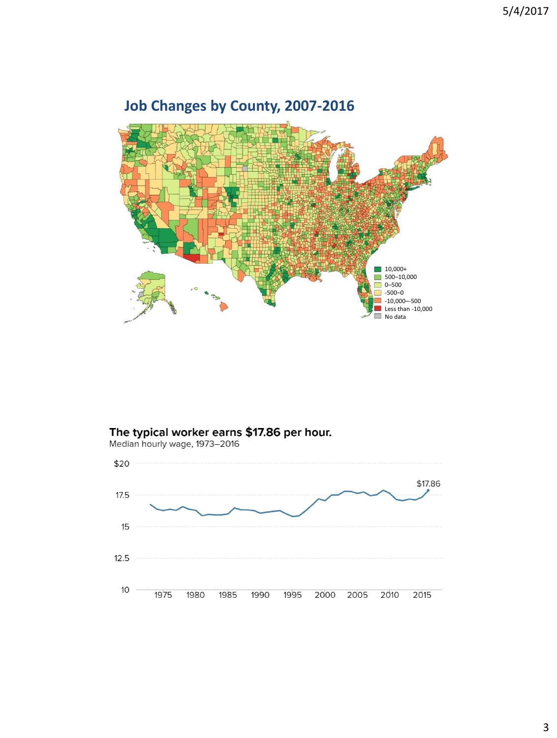## Job Changes by County, 2007-2016

- 10,000+
- 500–10,000
- 0–500
- -500–0
- -10,000—500
- Less than -10,000
- No data

**The typical worker earns $17.86 per hour.**

Median hourly wage, 1973–2016

$17.86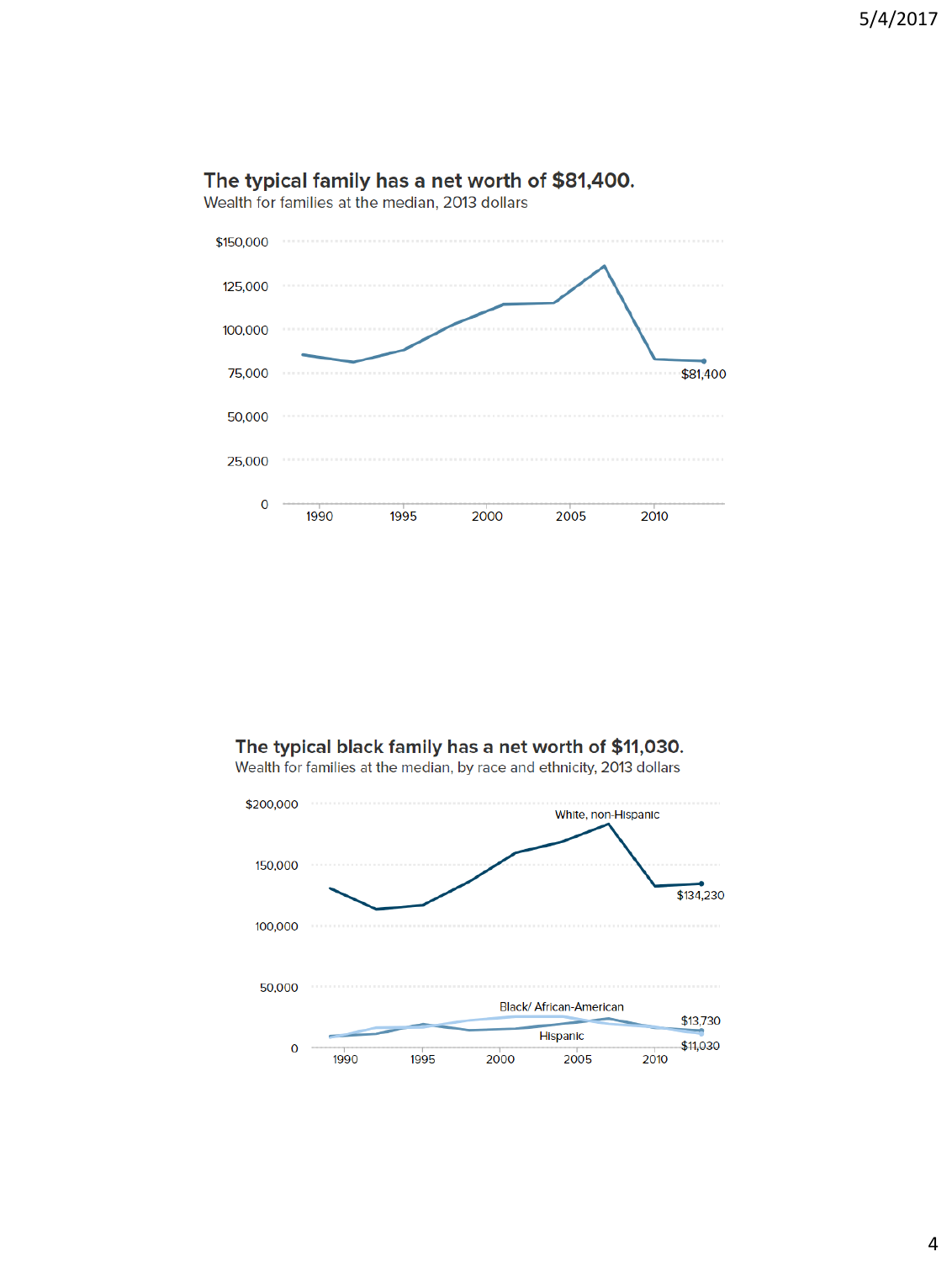## The typical family has a net worth of $81,400.

Wealth for families at the median, 2013 dollars

$150,000

125,000

100,000

75,000

50,000

25,000

0

1990 1995 2000 2005 2010

$81,400

## The typical black family has a net worth of $11,030.

Wealth for families at the median, by race and ethnicity, 2013 dollars

$200,000

150,000

100,000

50,000

0

1990 1995 2000 2005 2010

White, non-Hispanic

$134,230

Black/ African-American

Hispanic

$13,730

$11,030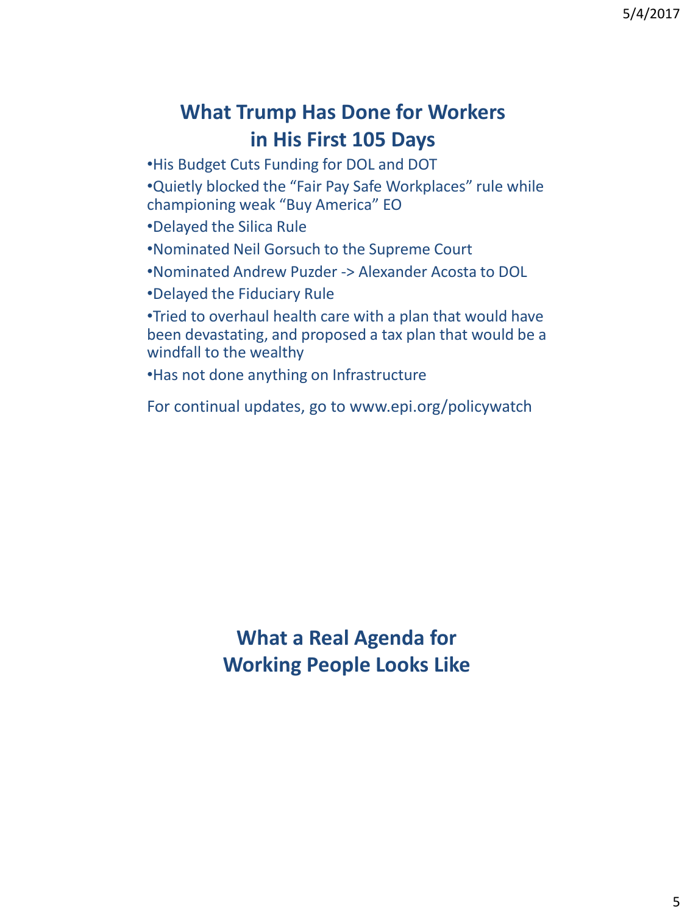## What Trump Has Done for Workers in His First 105 Days

- His Budget Cuts Funding for DOL and DOT
- Quietly blocked the "Fair Pay Safe Workplaces" rule while championing weak "Buy America" EO
- Delayed the Silica Rule
- Nominated Neil Gorsuch to the Supreme Court
- Nominated Andrew Puzder -> Alexander Acosta to DOL
- Delayed the Fiduciary Rule
- Tried to overhaul health care with a plan that would have been devastating, and proposed a tax plan that would be a windfall to the wealthy
- Has not done anything on Infrastructure

For continual updates, go to www.epi.org/policywatch

## What a Real Agenda for Working People Looks Like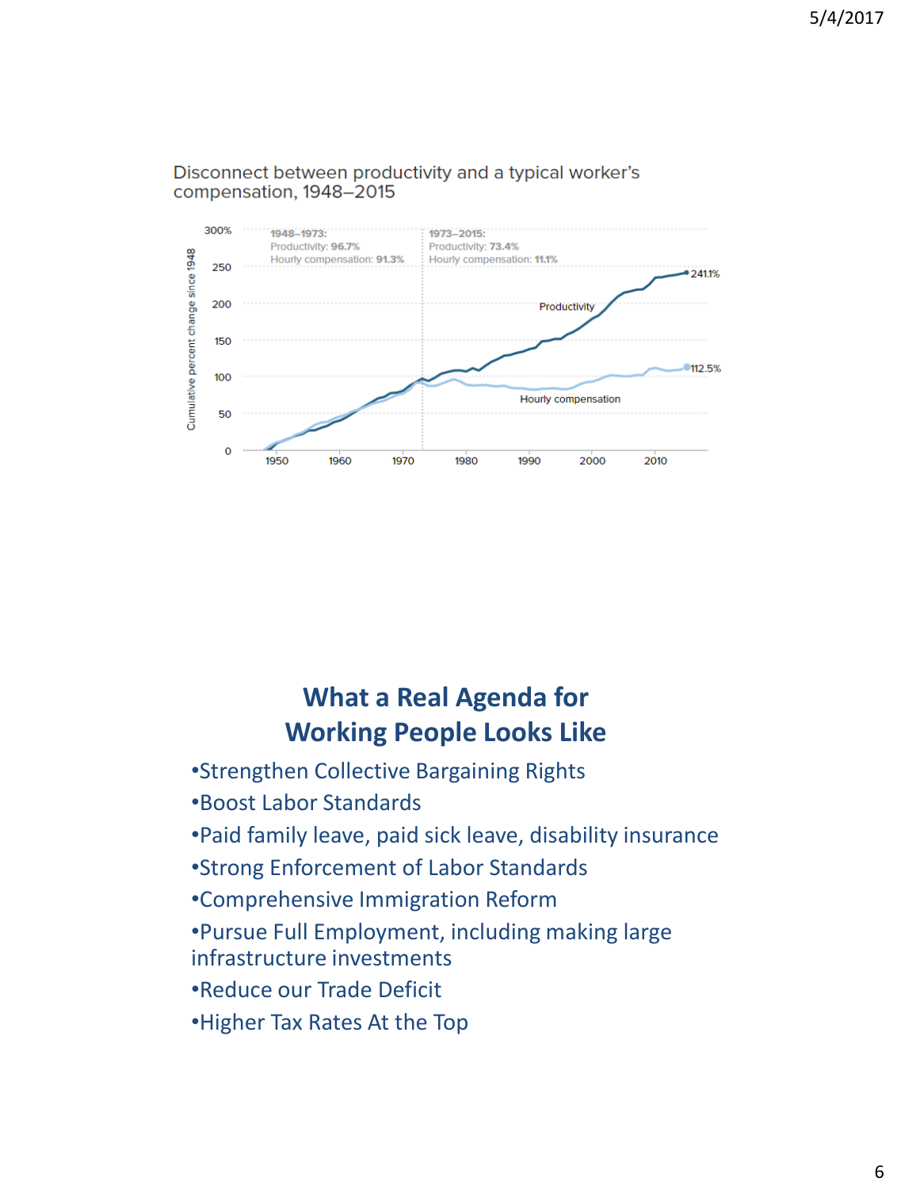Disconnect between productivity and a typical worker's compensation, 1948–2015

1948–1973:
Productivity: 96.7%
Hourly compensation: 91.3%

1973–2015:
Productivity: 73.4%
Hourly compensation: 11.1%

Productivity: 241.1%

Hourly compensation: 112.5%

Cumulative percent change since 1948

## What a Real Agenda for Working People Looks Like

- Strengthen Collective Bargaining Rights
- Boost Labor Standards
- Paid family leave, paid sick leave, disability insurance
- Strong Enforcement of Labor Standards
- Comprehensive Immigration Reform
- Pursue Full Employment, including making large infrastructure investments
- Reduce our Trade Deficit
- Higher Tax Rates At the Top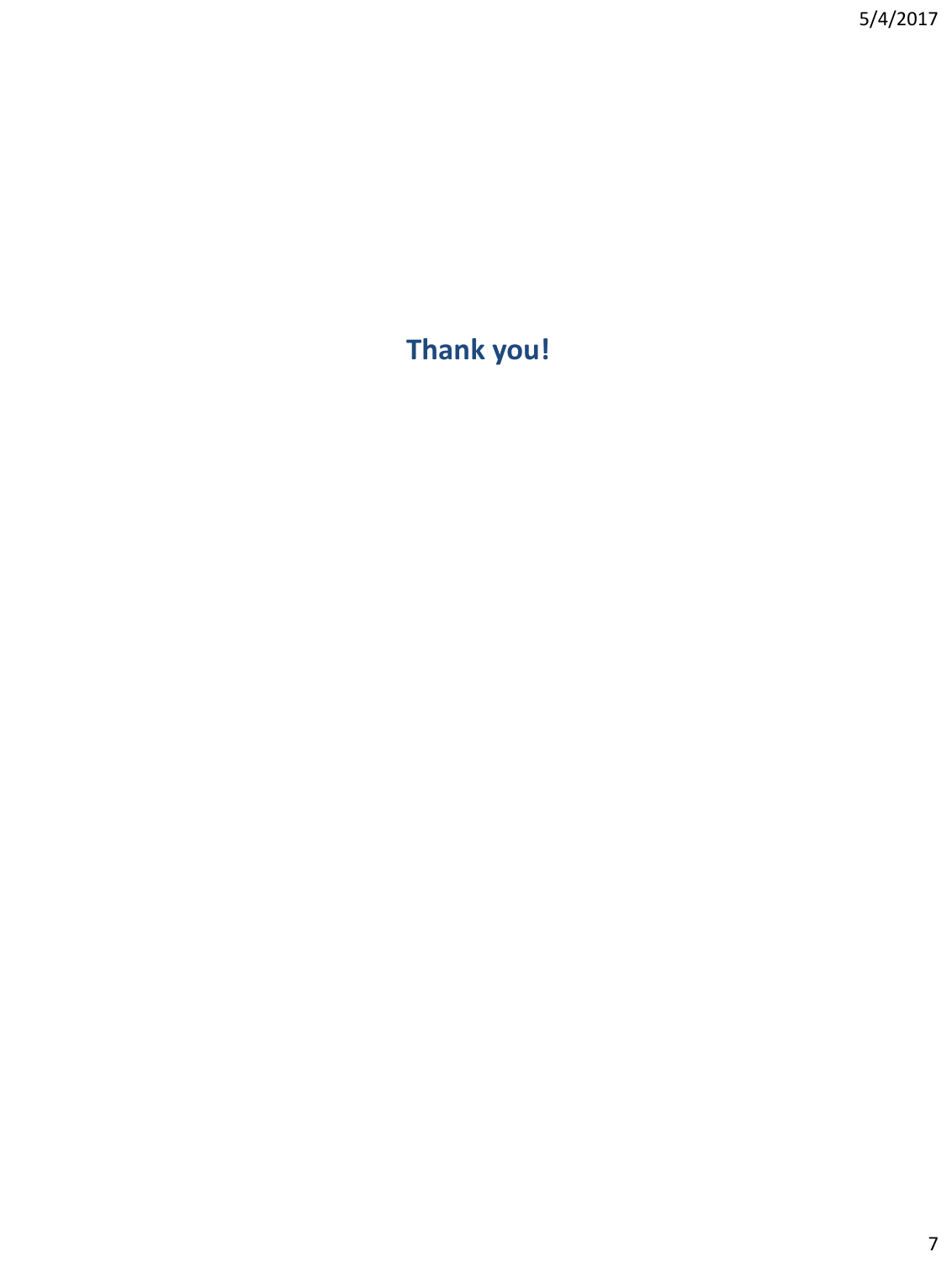**Thank you!**